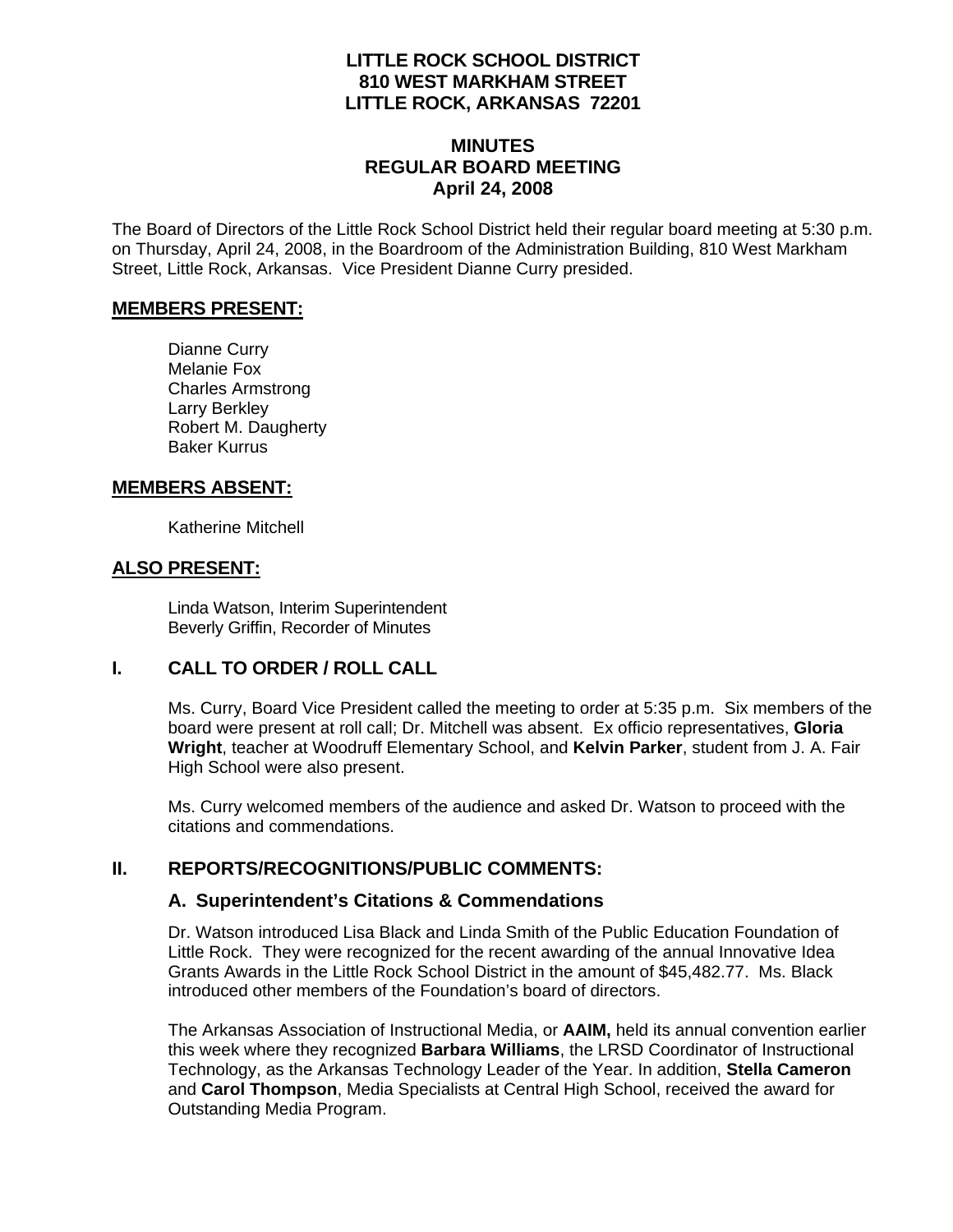# LITTLE ROCK SCHOOL DISTRICT
# 810 WEST MARKHAM STREET
# LITTLE ROCK, ARKANSAS 72201

## MINUTES
## REGULAR BOARD MEETING
## April 24, 2008

The Board of Directors of the Little Rock School District held their regular board meeting at 5:30 p.m. on Thursday, April 24, 2008, in the Boardroom of the Administration Building, 810 West Markham Street, Little Rock, Arkansas. Vice President Dianne Curry presided.

### MEMBERS PRESENT:

Dianne Curry
Melanie Fox
Charles Armstrong
Larry Berkley
Robert M. Daugherty
Baker Kurrus

### MEMBERS ABSENT:

Katherine Mitchell

### ALSO PRESENT:

Linda Watson, Interim Superintendent
Beverly Griffin, Recorder of Minutes

## I. CALL TO ORDER / ROLL CALL

Ms. Curry, Board Vice President called the meeting to order at 5:35 p.m. Six members of the board were present at roll call; Dr. Mitchell was absent. Ex officio representatives, **Gloria Wright**, teacher at Woodruff Elementary School, and **Kelvin Parker**, student from J. A. Fair High School were also present.

Ms. Curry welcomed members of the audience and asked Dr. Watson to proceed with the citations and commendations.

## II. REPORTS/RECOGNITIONS/PUBLIC COMMENTS:

### A. Superintendent's Citations & Commendations

Dr. Watson introduced Lisa Black and Linda Smith of the Public Education Foundation of Little Rock. They were recognized for the recent awarding of the annual Innovative Idea Grants Awards in the Little Rock School District in the amount of $45,482.77. Ms. Black introduced other members of the Foundation's board of directors.

The Arkansas Association of Instructional Media, or **AAIM,** held its annual convention earlier this week where they recognized **Barbara Williams**, the LRSD Coordinator of Instructional Technology, as the Arkansas Technology Leader of the Year. In addition, **Stella Cameron** and **Carol Thompson**, Media Specialists at Central High School, received the award for Outstanding Media Program.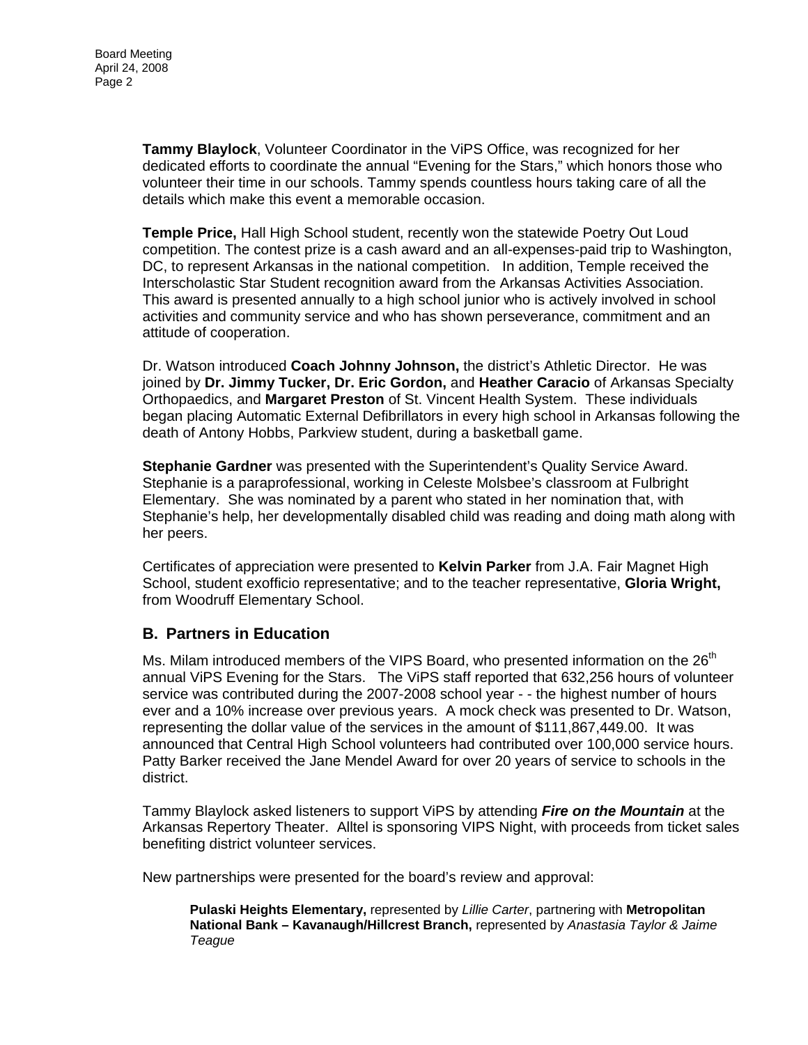**Tammy Blaylock**, Volunteer Coordinator in the ViPS Office, was recognized for her dedicated efforts to coordinate the annual "Evening for the Stars," which honors those who volunteer their time in our schools. Tammy spends countless hours taking care of all the details which make this event a memorable occasion.

**Temple Price,** Hall High School student, recently won the statewide Poetry Out Loud competition. The contest prize is a cash award and an all-expenses-paid trip to Washington, DC, to represent Arkansas in the national competition. In addition, Temple received the Interscholastic Star Student recognition award from the Arkansas Activities Association. This award is presented annually to a high school junior who is actively involved in school activities and community service and who has shown perseverance, commitment and an attitude of cooperation.

Dr. Watson introduced **Coach Johnny Johnson,** the district's Athletic Director. He was joined by **Dr. Jimmy Tucker, Dr. Eric Gordon,** and **Heather Caracio** of Arkansas Specialty Orthopaedics, and **Margaret Preston** of St. Vincent Health System. These individuals began placing Automatic External Defibrillators in every high school in Arkansas following the death of Antony Hobbs, Parkview student, during a basketball game.

**Stephanie Gardner** was presented with the Superintendent's Quality Service Award. Stephanie is a paraprofessional, working in Celeste Molsbee's classroom at Fulbright Elementary. She was nominated by a parent who stated in her nomination that, with Stephanie's help, her developmentally disabled child was reading and doing math along with her peers.

Certificates of appreciation were presented to **Kelvin Parker** from J.A. Fair Magnet High School, student exofficio representative; and to the teacher representative, **Gloria Wright,** from Woodruff Elementary School.

## B. Partners in Education

Ms. Milam introduced members of the VIPS Board, who presented information on the 26th annual ViPS Evening for the Stars. The ViPS staff reported that 632,256 hours of volunteer service was contributed during the 2007-2008 school year - - the highest number of hours ever and a 10% increase over previous years. A mock check was presented to Dr. Watson, representing the dollar value of the services in the amount of $111,867,449.00. It was announced that Central High School volunteers had contributed over 100,000 service hours. Patty Barker received the Jane Mendel Award for over 20 years of service to schools in the district.

Tammy Blaylock asked listeners to support ViPS by attending ***Fire on the Mountain*** at the Arkansas Repertory Theater. Alltel is sponsoring VIPS Night, with proceeds from ticket sales benefiting district volunteer services.

New partnerships were presented for the board's review and approval:

> **Pulaski Heights Elementary,** represented by *Lillie Carter*, partnering with **Metropolitan National Bank – Kavanaugh/Hillcrest Branch,** represented by *Anastasia Taylor & Jaime Teague*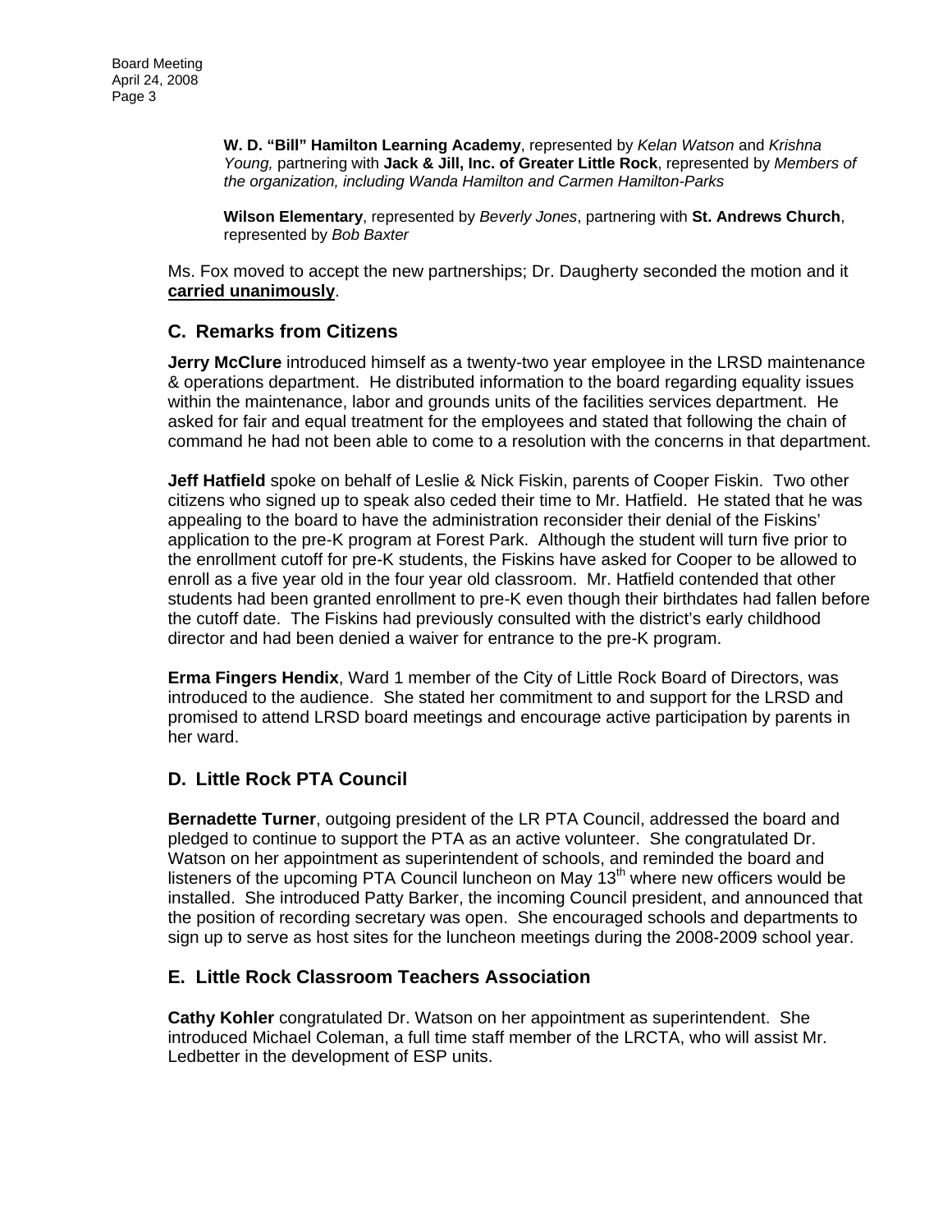**W. D. "Bill" Hamilton Learning Academy**, represented by *Kelan Watson* and *Krishna Young,* partnering with **Jack & Jill, Inc. of Greater Little Rock**, represented by *Members of the organization, including Wanda Hamilton and Carmen Hamilton-Parks*

**Wilson Elementary**, represented by *Beverly Jones*, partnering with **St. Andrews Church**, represented by *Bob Baxter*

Ms. Fox moved to accept the new partnerships; Dr. Daugherty seconded the motion and it **carried unanimously**.

## C. Remarks from Citizens

**Jerry McClure** introduced himself as a twenty-two year employee in the LRSD maintenance & operations department. He distributed information to the board regarding equality issues within the maintenance, labor and grounds units of the facilities services department. He asked for fair and equal treatment for the employees and stated that following the chain of command he had not been able to come to a resolution with the concerns in that department.

**Jeff Hatfield** spoke on behalf of Leslie & Nick Fiskin, parents of Cooper Fiskin. Two other citizens who signed up to speak also ceded their time to Mr. Hatfield. He stated that he was appealing to the board to have the administration reconsider their denial of the Fiskins' application to the pre-K program at Forest Park. Although the student will turn five prior to the enrollment cutoff for pre-K students, the Fiskins have asked for Cooper to be allowed to enroll as a five year old in the four year old classroom. Mr. Hatfield contended that other students had been granted enrollment to pre-K even though their birthdates had fallen before the cutoff date. The Fiskins had previously consulted with the district's early childhood director and had been denied a waiver for entrance to the pre-K program.

**Erma Fingers Hendix**, Ward 1 member of the City of Little Rock Board of Directors, was introduced to the audience. She stated her commitment to and support for the LRSD and promised to attend LRSD board meetings and encourage active participation by parents in her ward.

## D. Little Rock PTA Council

**Bernadette Turner**, outgoing president of the LR PTA Council, addressed the board and pledged to continue to support the PTA as an active volunteer. She congratulated Dr. Watson on her appointment as superintendent of schools, and reminded the board and listeners of the upcoming PTA Council luncheon on May 13th where new officers would be installed. She introduced Patty Barker, the incoming Council president, and announced that the position of recording secretary was open. She encouraged schools and departments to sign up to serve as host sites for the luncheon meetings during the 2008-2009 school year.

## E. Little Rock Classroom Teachers Association

**Cathy Kohler** congratulated Dr. Watson on her appointment as superintendent. She introduced Michael Coleman, a full time staff member of the LRCTA, who will assist Mr. Ledbetter in the development of ESP units.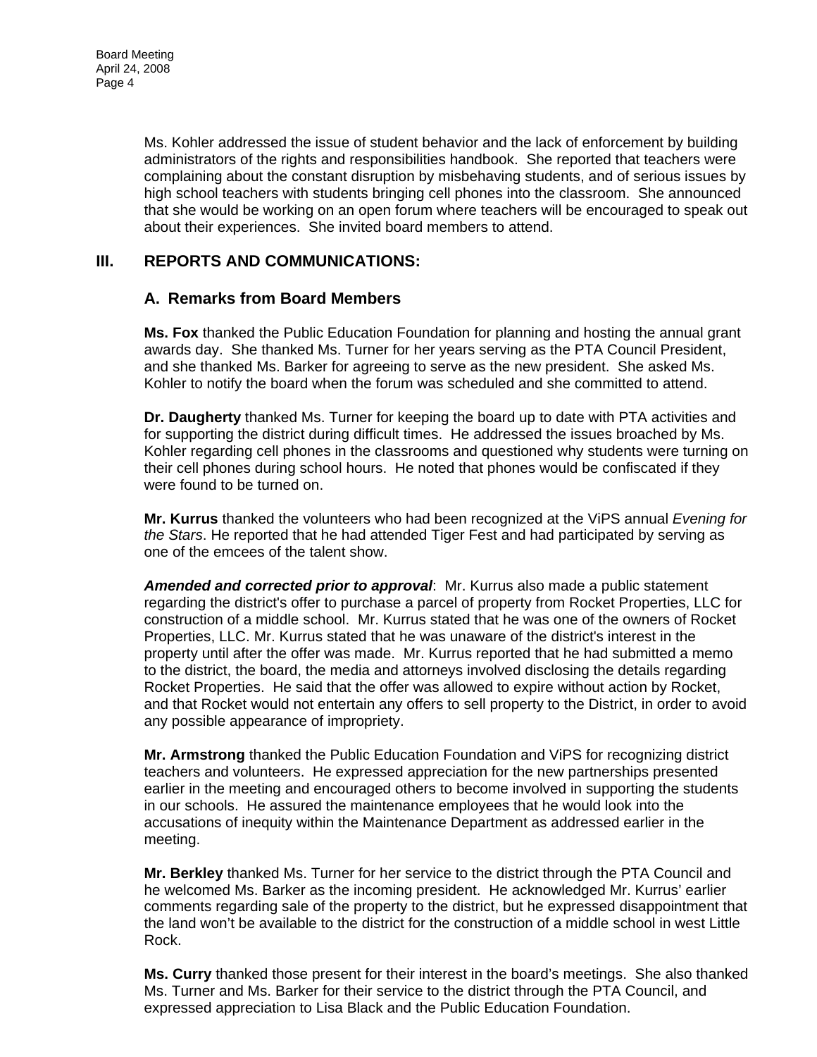Ms. Kohler addressed the issue of student behavior and the lack of enforcement by building administrators of the rights and responsibilities handbook. She reported that teachers were complaining about the constant disruption by misbehaving students, and of serious issues by high school teachers with students bringing cell phones into the classroom. She announced that she would be working on an open forum where teachers will be encouraged to speak out about their experiences. She invited board members to attend.

## III. REPORTS AND COMMUNICATIONS:

### A. Remarks from Board Members

**Ms. Fox** thanked the Public Education Foundation for planning and hosting the annual grant awards day. She thanked Ms. Turner for her years serving as the PTA Council President, and she thanked Ms. Barker for agreeing to serve as the new president. She asked Ms. Kohler to notify the board when the forum was scheduled and she committed to attend.

**Dr. Daugherty** thanked Ms. Turner for keeping the board up to date with PTA activities and for supporting the district during difficult times. He addressed the issues broached by Ms. Kohler regarding cell phones in the classrooms and questioned why students were turning on their cell phones during school hours. He noted that phones would be confiscated if they were found to be turned on.

**Mr. Kurrus** thanked the volunteers who had been recognized at the ViPS annual *Evening for the Stars*. He reported that he had attended Tiger Fest and had participated by serving as one of the emcees of the talent show.

***Amended and corrected prior to approval***: Mr. Kurrus also made a public statement regarding the district's offer to purchase a parcel of property from Rocket Properties, LLC for construction of a middle school. Mr. Kurrus stated that he was one of the owners of Rocket Properties, LLC. Mr. Kurrus stated that he was unaware of the district's interest in the property until after the offer was made. Mr. Kurrus reported that he had submitted a memo to the district, the board, the media and attorneys involved disclosing the details regarding Rocket Properties. He said that the offer was allowed to expire without action by Rocket, and that Rocket would not entertain any offers to sell property to the District, in order to avoid any possible appearance of impropriety.

**Mr. Armstrong** thanked the Public Education Foundation and ViPS for recognizing district teachers and volunteers. He expressed appreciation for the new partnerships presented earlier in the meeting and encouraged others to become involved in supporting the students in our schools. He assured the maintenance employees that he would look into the accusations of inequity within the Maintenance Department as addressed earlier in the meeting.

**Mr. Berkley** thanked Ms. Turner for her service to the district through the PTA Council and he welcomed Ms. Barker as the incoming president. He acknowledged Mr. Kurrus' earlier comments regarding sale of the property to the district, but he expressed disappointment that the land won't be available to the district for the construction of a middle school in west Little Rock.

**Ms. Curry** thanked those present for their interest in the board's meetings. She also thanked Ms. Turner and Ms. Barker for their service to the district through the PTA Council, and expressed appreciation to Lisa Black and the Public Education Foundation.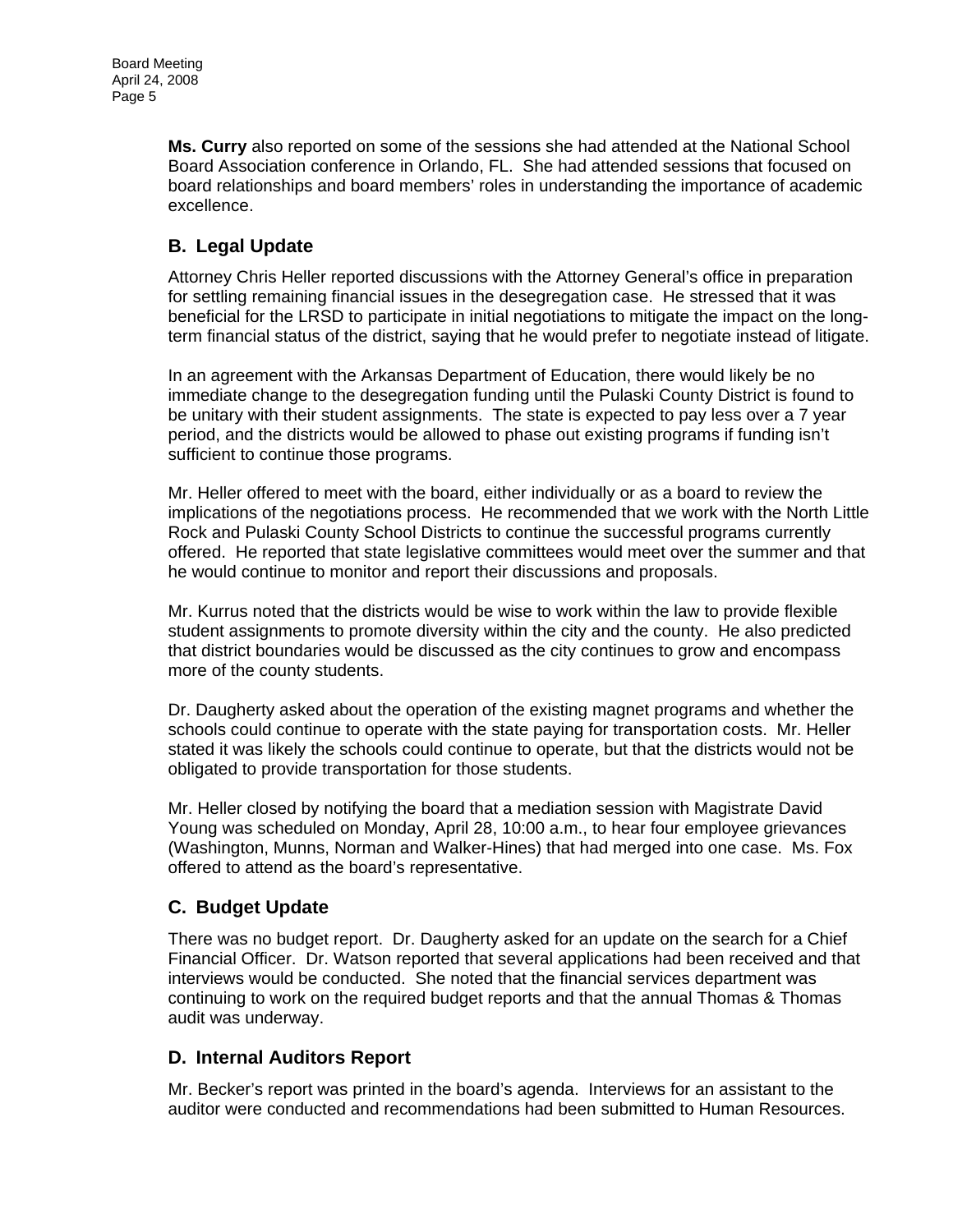**Ms. Curry** also reported on some of the sessions she had attended at the National School Board Association conference in Orlando, FL. She had attended sessions that focused on board relationships and board members' roles in understanding the importance of academic excellence.

## B. Legal Update

Attorney Chris Heller reported discussions with the Attorney General's office in preparation for settling remaining financial issues in the desegregation case. He stressed that it was beneficial for the LRSD to participate in initial negotiations to mitigate the impact on the long-term financial status of the district, saying that he would prefer to negotiate instead of litigate.

In an agreement with the Arkansas Department of Education, there would likely be no immediate change to the desegregation funding until the Pulaski County District is found to be unitary with their student assignments. The state is expected to pay less over a 7 year period, and the districts would be allowed to phase out existing programs if funding isn't sufficient to continue those programs.

Mr. Heller offered to meet with the board, either individually or as a board to review the implications of the negotiations process. He recommended that we work with the North Little Rock and Pulaski County School Districts to continue the successful programs currently offered. He reported that state legislative committees would meet over the summer and that he would continue to monitor and report their discussions and proposals.

Mr. Kurrus noted that the districts would be wise to work within the law to provide flexible student assignments to promote diversity within the city and the county. He also predicted that district boundaries would be discussed as the city continues to grow and encompass more of the county students.

Dr. Daugherty asked about the operation of the existing magnet programs and whether the schools could continue to operate with the state paying for transportation costs. Mr. Heller stated it was likely the schools could continue to operate, but that the districts would not be obligated to provide transportation for those students.

Mr. Heller closed by notifying the board that a mediation session with Magistrate David Young was scheduled on Monday, April 28, 10:00 a.m., to hear four employee grievances (Washington, Munns, Norman and Walker-Hines) that had merged into one case. Ms. Fox offered to attend as the board's representative.

## C. Budget Update

There was no budget report. Dr. Daugherty asked for an update on the search for a Chief Financial Officer. Dr. Watson reported that several applications had been received and that interviews would be conducted. She noted that the financial services department was continuing to work on the required budget reports and that the annual Thomas & Thomas audit was underway.

## D. Internal Auditors Report

Mr. Becker's report was printed in the board's agenda. Interviews for an assistant to the auditor were conducted and recommendations had been submitted to Human Resources.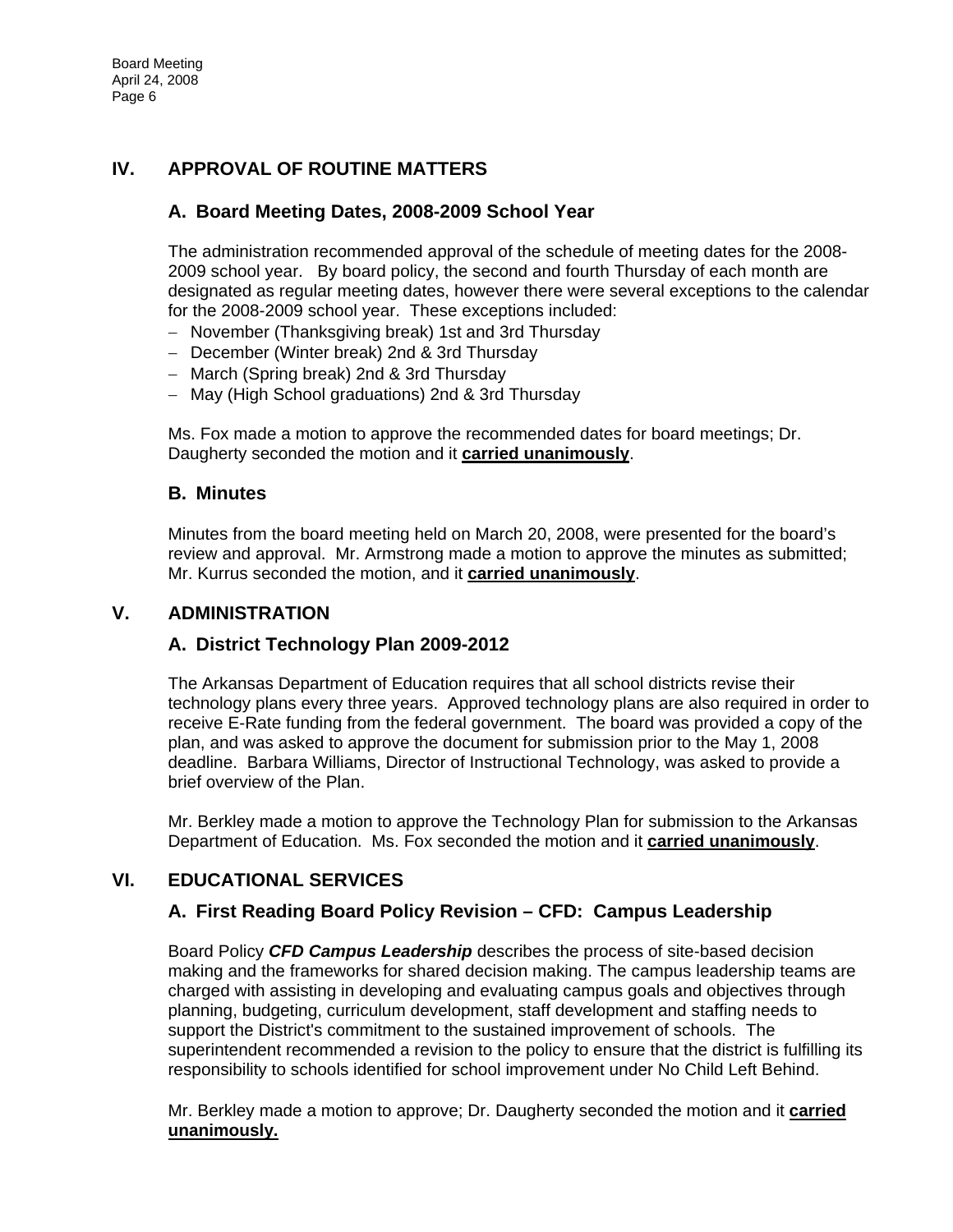## IV. APPROVAL OF ROUTINE MATTERS

### A. Board Meeting Dates, 2008-2009 School Year

The administration recommended approval of the schedule of meeting dates for the 2008-2009 school year. By board policy, the second and fourth Thursday of each month are designated as regular meeting dates, however there were several exceptions to the calendar for the 2008-2009 school year. These exceptions included:

- November (Thanksgiving break) 1st and 3rd Thursday
- December (Winter break) 2nd & 3rd Thursday
- March (Spring break) 2nd & 3rd Thursday
- May (High School graduations) 2nd & 3rd Thursday

Ms. Fox made a motion to approve the recommended dates for board meetings; Dr. Daugherty seconded the motion and it **carried unanimously**.

### B. Minutes

Minutes from the board meeting held on March 20, 2008, were presented for the board's review and approval. Mr. Armstrong made a motion to approve the minutes as submitted; Mr. Kurrus seconded the motion, and it **carried unanimously**.

## V. ADMINISTRATION

### A. District Technology Plan 2009-2012

The Arkansas Department of Education requires that all school districts revise their technology plans every three years. Approved technology plans are also required in order to receive E-Rate funding from the federal government. The board was provided a copy of the plan, and was asked to approve the document for submission prior to the May 1, 2008 deadline. Barbara Williams, Director of Instructional Technology, was asked to provide a brief overview of the Plan.

Mr. Berkley made a motion to approve the Technology Plan for submission to the Arkansas Department of Education. Ms. Fox seconded the motion and it **carried unanimously**.

## VI. EDUCATIONAL SERVICES

### A. First Reading Board Policy Revision – CFD: Campus Leadership

Board Policy ***CFD Campus Leadership*** describes the process of site-based decision making and the frameworks for shared decision making. The campus leadership teams are charged with assisting in developing and evaluating campus goals and objectives through planning, budgeting, curriculum development, staff development and staffing needs to support the District's commitment to the sustained improvement of schools. The superintendent recommended a revision to the policy to ensure that the district is fulfilling its responsibility to schools identified for school improvement under No Child Left Behind.

Mr. Berkley made a motion to approve; Dr. Daugherty seconded the motion and it **carried unanimously.**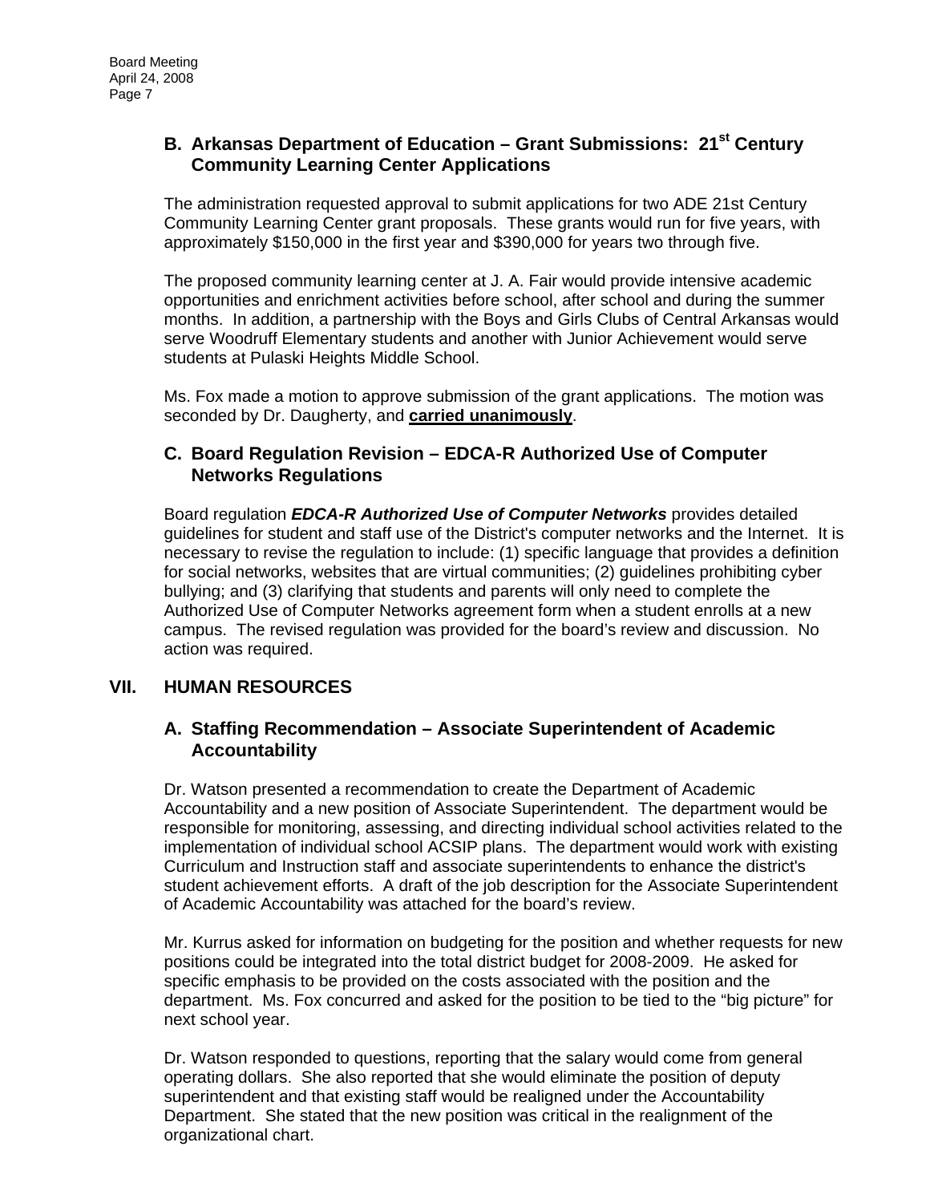### B. Arkansas Department of Education – Grant Submissions: 21st Century Community Learning Center Applications

The administration requested approval to submit applications for two ADE 21st Century Community Learning Center grant proposals. These grants would run for five years, with approximately $150,000 in the first year and $390,000 for years two through five.

The proposed community learning center at J. A. Fair would provide intensive academic opportunities and enrichment activities before school, after school and during the summer months. In addition, a partnership with the Boys and Girls Clubs of Central Arkansas would serve Woodruff Elementary students and another with Junior Achievement would serve students at Pulaski Heights Middle School.

Ms. Fox made a motion to approve submission of the grant applications. The motion was seconded by Dr. Daugherty, and **carried unanimously**.

### C. Board Regulation Revision – EDCA-R Authorized Use of Computer Networks Regulations

Board regulation ***EDCA-R Authorized Use of Computer Networks*** provides detailed guidelines for student and staff use of the District's computer networks and the Internet. It is necessary to revise the regulation to include: (1) specific language that provides a definition for social networks, websites that are virtual communities; (2) guidelines prohibiting cyber bullying; and (3) clarifying that students and parents will only need to complete the Authorized Use of Computer Networks agreement form when a student enrolls at a new campus. The revised regulation was provided for the board's review and discussion. No action was required.

## VII. HUMAN RESOURCES

### A. Staffing Recommendation – Associate Superintendent of Academic Accountability

Dr. Watson presented a recommendation to create the Department of Academic Accountability and a new position of Associate Superintendent. The department would be responsible for monitoring, assessing, and directing individual school activities related to the implementation of individual school ACSIP plans. The department would work with existing Curriculum and Instruction staff and associate superintendents to enhance the district's student achievement efforts. A draft of the job description for the Associate Superintendent of Academic Accountability was attached for the board's review.

Mr. Kurrus asked for information on budgeting for the position and whether requests for new positions could be integrated into the total district budget for 2008-2009. He asked for specific emphasis to be provided on the costs associated with the position and the department. Ms. Fox concurred and asked for the position to be tied to the "big picture" for next school year.

Dr. Watson responded to questions, reporting that the salary would come from general operating dollars. She also reported that she would eliminate the position of deputy superintendent and that existing staff would be realigned under the Accountability Department. She stated that the new position was critical in the realignment of the organizational chart.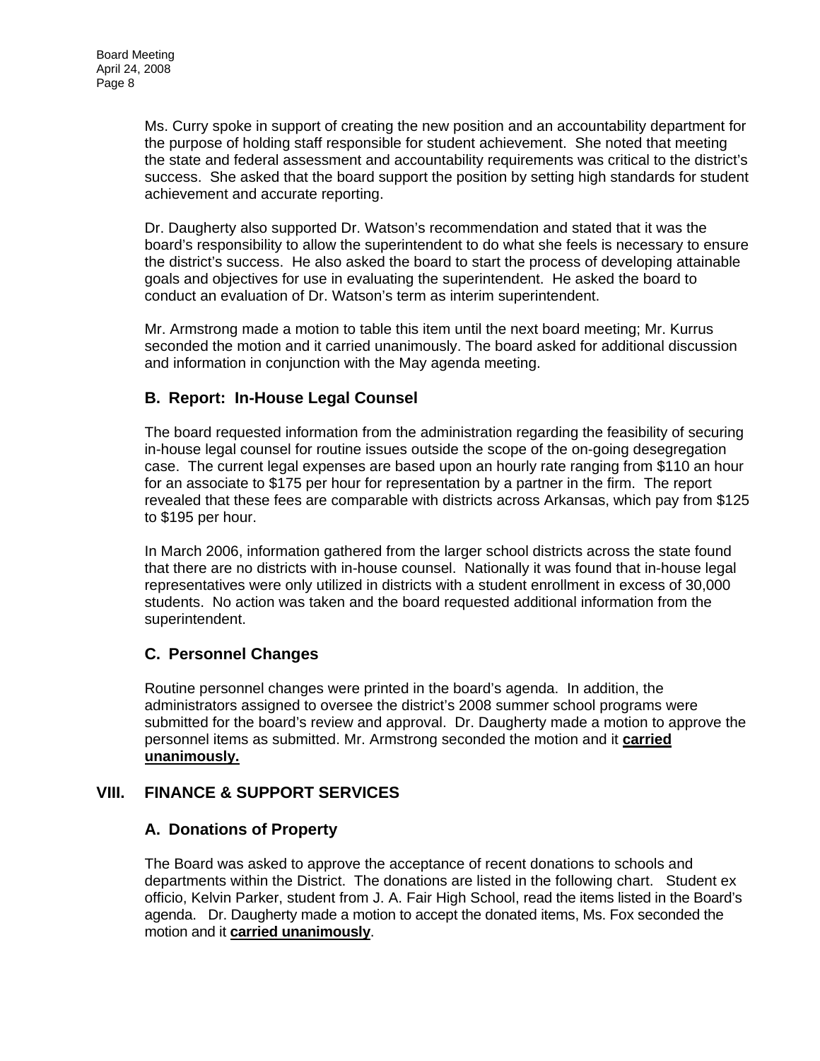Ms. Curry spoke in support of creating the new position and an accountability department for the purpose of holding staff responsible for student achievement. She noted that meeting the state and federal assessment and accountability requirements was critical to the district's success. She asked that the board support the position by setting high standards for student achievement and accurate reporting.

Dr. Daugherty also supported Dr. Watson's recommendation and stated that it was the board's responsibility to allow the superintendent to do what she feels is necessary to ensure the district's success. He also asked the board to start the process of developing attainable goals and objectives for use in evaluating the superintendent. He asked the board to conduct an evaluation of Dr. Watson's term as interim superintendent.

Mr. Armstrong made a motion to table this item until the next board meeting; Mr. Kurrus seconded the motion and it carried unanimously. The board asked for additional discussion and information in conjunction with the May agenda meeting.

### B. Report: In-House Legal Counsel

The board requested information from the administration regarding the feasibility of securing in-house legal counsel for routine issues outside the scope of the on-going desegregation case. The current legal expenses are based upon an hourly rate ranging from $110 an hour for an associate to $175 per hour for representation by a partner in the firm. The report revealed that these fees are comparable with districts across Arkansas, which pay from $125 to $195 per hour.

In March 2006, information gathered from the larger school districts across the state found that there are no districts with in-house counsel. Nationally it was found that in-house legal representatives were only utilized in districts with a student enrollment in excess of 30,000 students. No action was taken and the board requested additional information from the superintendent.

### C. Personnel Changes

Routine personnel changes were printed in the board's agenda. In addition, the administrators assigned to oversee the district's 2008 summer school programs were submitted for the board's review and approval. Dr. Daugherty made a motion to approve the personnel items as submitted. Mr. Armstrong seconded the motion and it **carried unanimously.**

## VIII. FINANCE & SUPPORT SERVICES

### A. Donations of Property

The Board was asked to approve the acceptance of recent donations to schools and departments within the District. The donations are listed in the following chart. Student ex officio, Kelvin Parker, student from J. A. Fair High School, read the items listed in the Board's agenda. Dr. Daugherty made a motion to accept the donated items, Ms. Fox seconded the motion and it **carried unanimously**.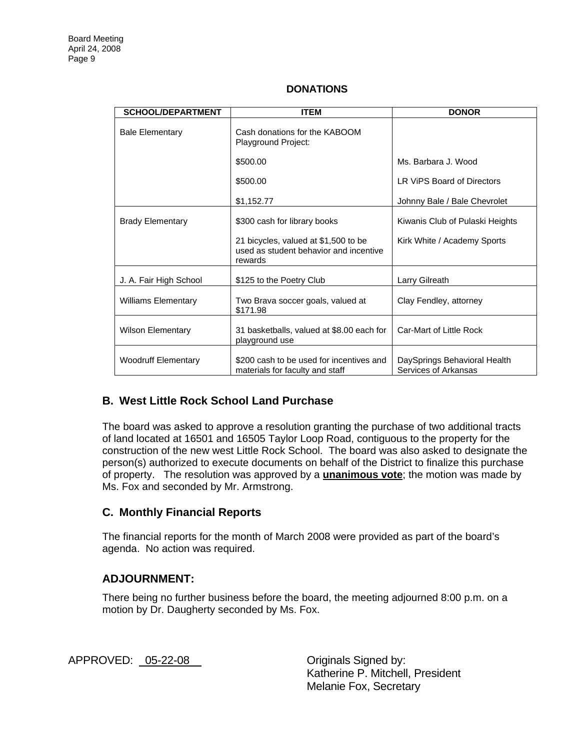## DONATIONS

| SCHOOL/DEPARTMENT | ITEM | DONOR |
|---|---|---|
| Bale Elementary | Cash donations for the KABOOM Playground Project: | |
| | $500.00 | Ms. Barbara J. Wood |
| | $500.00 | LR ViPS Board of Directors |
| | $1,152.77 | Johnny Bale / Bale Chevrolet |
| Brady Elementary | $300 cash for library books | Kiwanis Club of Pulaski Heights |
| | 21 bicycles, valued at $1,500 to be used as student behavior and incentive rewards | Kirk White / Academy Sports |
| J. A. Fair High School | $125 to the Poetry Club | Larry Gilreath |
| Williams Elementary | Two Brava soccer goals, valued at $171.98 | Clay Fendley, attorney |
| Wilson Elementary | 31 basketballs, valued at $8.00 each for playground use | Car-Mart of Little Rock |
| Woodruff Elementary | $200 cash to be used for incentives and materials for faculty and staff | DaySprings Behavioral Health Services of Arkansas |

### B. West Little Rock School Land Purchase

The board was asked to approve a resolution granting the purchase of two additional tracts of land located at 16501 and 16505 Taylor Loop Road, contiguous to the property for the construction of the new west Little Rock School. The board was also asked to designate the person(s) authorized to execute documents on behalf of the District to finalize this purchase of property. The resolution was approved by a **unanimous vote**; the motion was made by Ms. Fox and seconded by Mr. Armstrong.

### C. Monthly Financial Reports

The financial reports for the month of March 2008 were provided as part of the board's agenda. No action was required.

### ADJOURNMENT:

There being no further business before the board, the meeting adjourned 8:00 p.m. on a motion by Dr. Daugherty seconded by Ms. Fox.

APPROVED: 05-22-08

Originals Signed by:
Katherine P. Mitchell, President
Melanie Fox, Secretary